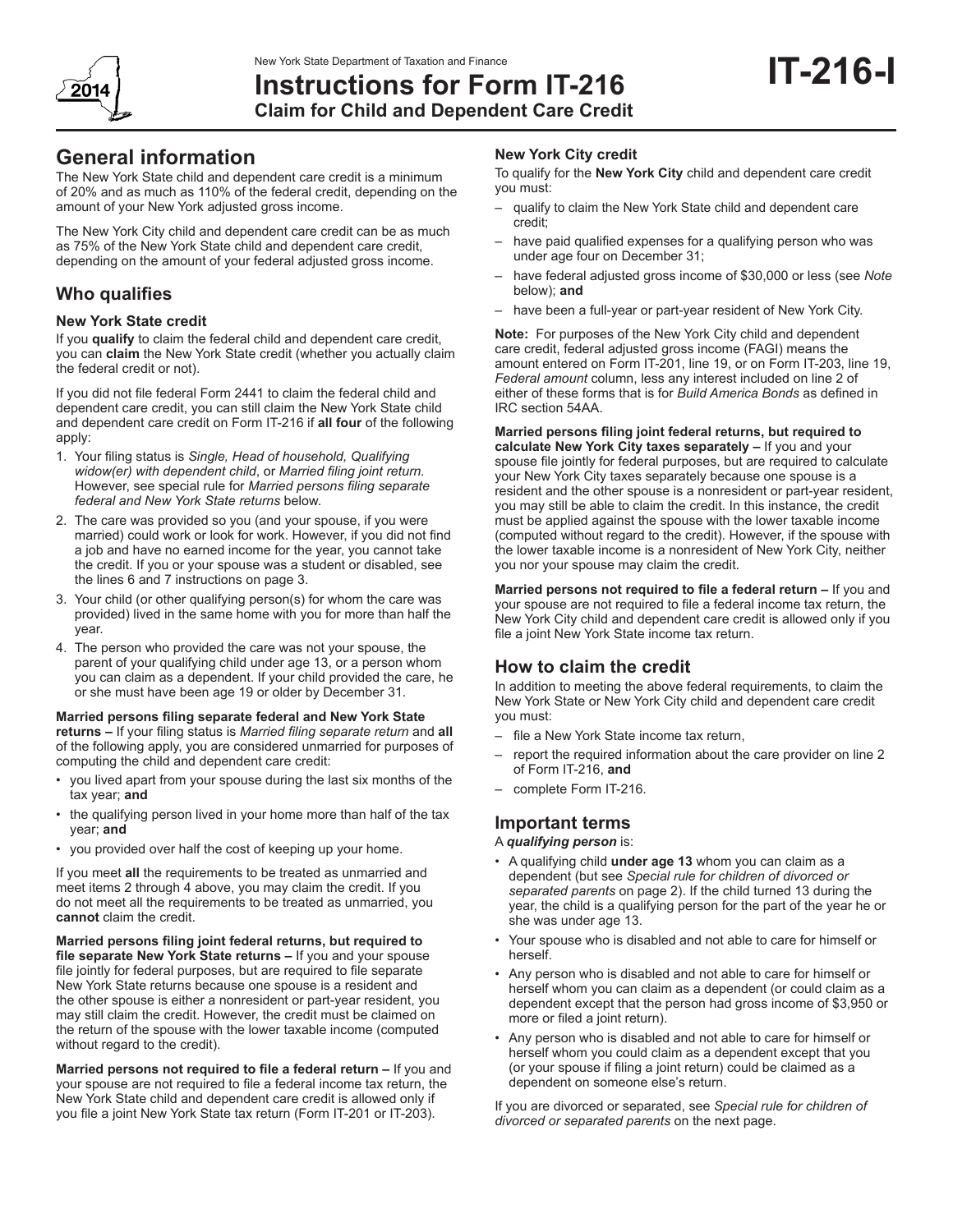New York State Department of Taxation and Finance

# Instructions for Form IT-216

**Claim for Child and Dependent Care Credit**

**IT-216-I**

2014

## General information

The New York State child and dependent care credit is a minimum of 20% and as much as 110% of the federal credit, depending on the amount of your New York adjusted gross income.

The New York City child and dependent care credit can be as much as 75% of the New York State child and dependent care credit, depending on the amount of your federal adjusted gross income.

## Who qualifies

### New York State credit

If you **qualify** to claim the federal child and dependent care credit, you can **claim** the New York State credit (whether you actually claim the federal credit or not).

If you did not file federal Form 2441 to claim the federal child and dependent care credit, you can still claim the New York State child and dependent care credit on Form IT-216 if **all four** of the following apply:

1. Your filing status is *Single, Head of household, Qualifying widow(er) with dependent child*, or *Married filing joint return.* However, see special rule for *Married persons filing separate federal and New York State returns* below.
2. The care was provided so you (and your spouse, if you were married) could work or look for work. However, if you did not find a job and have no earned income for the year, you cannot take the credit. If you or your spouse was a student or disabled, see the lines 6 and 7 instructions on page 3.
3. Your child (or other qualifying person(s) for whom the care was provided) lived in the same home with you for more than half the year.
4. The person who provided the care was not your spouse, the parent of your qualifying child under age 13, or a person whom you can claim as a dependent. If your child provided the care, he or she must have been age 19 or older by December 31.

**Married persons filing separate federal and New York State returns –** If your filing status is *Married filing separate return* and **all** of the following apply, you are considered unmarried for purposes of computing the child and dependent care credit:

- you lived apart from your spouse during the last six months of the tax year; **and**
- the qualifying person lived in your home more than half of the tax year; **and**
- you provided over half the cost of keeping up your home.

If you meet **all** the requirements to be treated as unmarried and meet items 2 through 4 above, you may claim the credit. If you do not meet all the requirements to be treated as unmarried, you **cannot** claim the credit.

**Married persons filing joint federal returns, but required to file separate New York State returns –** If you and your spouse file jointly for federal purposes, but are required to file separate New York State returns because one spouse is a resident and the other spouse is either a nonresident or part-year resident, you may still claim the credit. However, the credit must be claimed on the return of the spouse with the lower taxable income (computed without regard to the credit).

**Married persons not required to file a federal return –** If you and your spouse are not required to file a federal income tax return, the New York State child and dependent care credit is allowed only if you file a joint New York State tax return (Form IT-201 or IT-203).

### New York City credit

To qualify for the **New York City** child and dependent care credit you must:

- qualify to claim the New York State child and dependent care credit;
- have paid qualified expenses for a qualifying person who was under age four on December 31;
- have federal adjusted gross income of $30,000 or less (see *Note* below); **and**
- have been a full-year or part-year resident of New York City.

**Note:** For purposes of the New York City child and dependent care credit, federal adjusted gross income (FAGI) means the amount entered on Form IT-201, line 19, or on Form IT-203, line 19, *Federal amount* column, less any interest included on line 2 of either of these forms that is for *Build America Bonds* as defined in IRC section 54AA.

**Married persons filing joint federal returns, but required to calculate New York City taxes separately –** If you and your spouse file jointly for federal purposes, but are required to calculate your New York City taxes separately because one spouse is a resident and the other spouse is a nonresident or part-year resident, you may still be able to claim the credit. In this instance, the credit must be applied against the spouse with the lower taxable income (computed without regard to the credit). However, if the spouse with the lower taxable income is a nonresident of New York City, neither you nor your spouse may claim the credit.

**Married persons not required to file a federal return –** If you and your spouse are not required to file a federal income tax return, the New York City child and dependent care credit is allowed only if you file a joint New York State income tax return.

## How to claim the credit

In addition to meeting the above federal requirements, to claim the New York State or New York City child and dependent care credit you must:

- file a New York State income tax return,
- report the required information about the care provider on line 2 of Form IT-216, **and**
- complete Form IT-216.

## Important terms

A ***qualifying person*** is:

- A qualifying child **under age 13** whom you can claim as a dependent (but see *Special rule for children of divorced or separated parents* on page 2). If the child turned 13 during the year, the child is a qualifying person for the part of the year he or she was under age 13.
- Your spouse who is disabled and not able to care for himself or herself.
- Any person who is disabled and not able to care for himself or herself whom you can claim as a dependent (or could claim as a dependent except that the person had gross income of $3,950 or more or filed a joint return).
- Any person who is disabled and not able to care for himself or herself whom you could claim as a dependent except that you (or your spouse if filing a joint return) could be claimed as a dependent on someone else's return.

If you are divorced or separated, see *Special rule for children of divorced or separated parents* on the next page.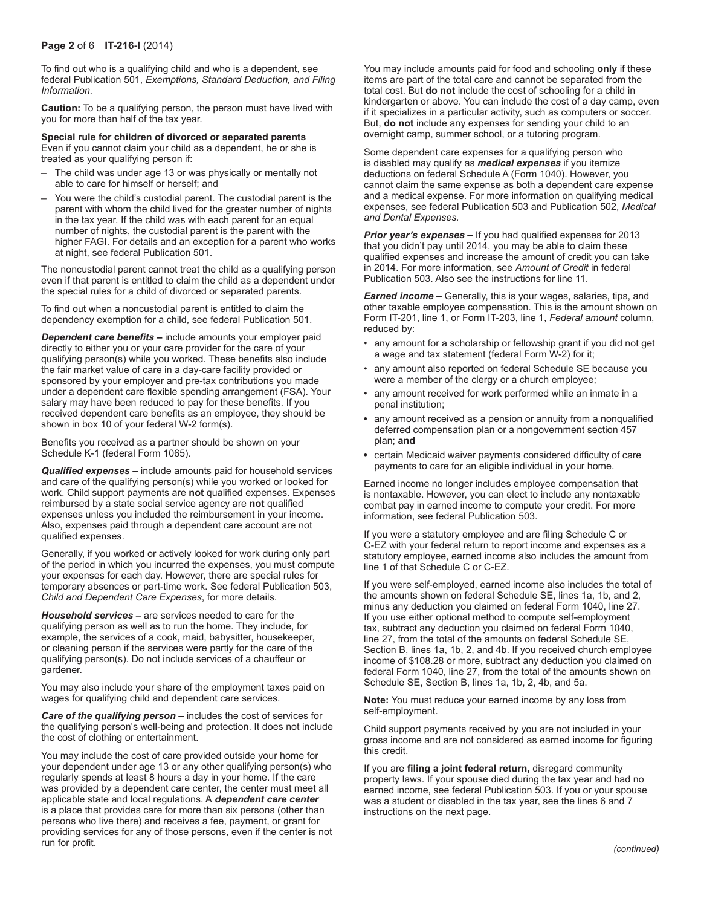To find out who is a qualifying child and who is a dependent, see federal Publication 501, *Exemptions, Standard Deduction, and Filing Information.*

**Caution:** To be a qualifying person, the person must have lived with you for more than half of the tax year.

**Special rule for children of divorced or separated parents**
Even if you cannot claim your child as a dependent, he or she is treated as your qualifying person if:

– The child was under age 13 or was physically or mentally not able to care for himself or herself; and
– You were the child's custodial parent. The custodial parent is the parent with whom the child lived for the greater number of nights in the tax year. If the child was with each parent for an equal number of nights, the custodial parent is the parent with the higher FAGI. For details and an exception for a parent who works at night, see federal Publication 501.

The noncustodial parent cannot treat the child as a qualifying person even if that parent is entitled to claim the child as a dependent under the special rules for a child of divorced or separated parents.

To find out when a noncustodial parent is entitled to claim the dependency exemption for a child, see federal Publication 501.

***Dependent care benefits –*** include amounts your employer paid directly to either you or your care provider for the care of your qualifying person(s) while you worked. These benefits also include the fair market value of care in a day-care facility provided or sponsored by your employer and pre-tax contributions you made under a dependent care flexible spending arrangement (FSA). Your salary may have been reduced to pay for these benefits. If you received dependent care benefits as an employee, they should be shown in box 10 of your federal W-2 form(s).

Benefits you received as a partner should be shown on your Schedule K-1 (federal Form 1065).

***Qualified expenses –*** include amounts paid for household services and care of the qualifying person(s) while you worked or looked for work. Child support payments are **not** qualified expenses. Expenses reimbursed by a state social service agency are **not** qualified expenses unless you included the reimbursement in your income. Also, expenses paid through a dependent care account are not qualified expenses.

Generally, if you worked or actively looked for work during only part of the period in which you incurred the expenses, you must compute your expenses for each day. However, there are special rules for temporary absences or part-time work. See federal Publication 503, *Child and Dependent Care Expenses*, for more details.

***Household services –*** are services needed to care for the qualifying person as well as to run the home. They include, for example, the services of a cook, maid, babysitter, housekeeper, or cleaning person if the services were partly for the care of the qualifying person(s). Do not include services of a chauffeur or gardener.

You may also include your share of the employment taxes paid on wages for qualifying child and dependent care services.

***Care of the qualifying person –*** includes the cost of services for the qualifying person's well-being and protection. It does not include the cost of clothing or entertainment.

You may include the cost of care provided outside your home for your dependent under age 13 or any other qualifying person(s) who regularly spends at least 8 hours a day in your home. If the care was provided by a dependent care center, the center must meet all applicable state and local regulations. A ***dependent care center*** is a place that provides care for more than six persons (other than persons who live there) and receives a fee, payment, or grant for providing services for any of those persons, even if the center is not run for profit.

You may include amounts paid for food and schooling **only** if these items are part of the total care and cannot be separated from the total cost. But **do not** include the cost of schooling for a child in kindergarten or above. You can include the cost of a day camp, even if it specializes in a particular activity, such as computers or soccer. But, **do not** include any expenses for sending your child to an overnight camp, summer school, or a tutoring program.

Some dependent care expenses for a qualifying person who is disabled may qualify as ***medical expenses*** if you itemize deductions on federal Schedule A (Form 1040). However, you cannot claim the same expense as both a dependent care expense and a medical expense. For more information on qualifying medical expenses, see federal Publication 503 and Publication 502, *Medical and Dental Expenses.*

***Prior year's expenses –*** If you had qualified expenses for 2013 that you didn't pay until 2014, you may be able to claim these qualified expenses and increase the amount of credit you can take in 2014. For more information, see *Amount of Credit* in federal Publication 503. Also see the instructions for line 11.

***Earned income –*** Generally, this is your wages, salaries, tips, and other taxable employee compensation. This is the amount shown on Form IT-201, line 1, or Form IT-203, line 1, *Federal amount* column, reduced by:

- any amount for a scholarship or fellowship grant if you did not get a wage and tax statement (federal Form W-2) for it;
- any amount also reported on federal Schedule SE because you were a member of the clergy or a church employee;
- any amount received for work performed while an inmate in a penal institution;
- any amount received as a pension or annuity from a nonqualified deferred compensation plan or a nongovernment section 457 plan; **and**
- certain Medicaid waiver payments considered difficulty of care payments to care for an eligible individual in your home.

Earned income no longer includes employee compensation that is nontaxable. However, you can elect to include any nontaxable combat pay in earned income to compute your credit. For more information, see federal Publication 503.

If you were a statutory employee and are filing Schedule C or C-EZ with your federal return to report income and expenses as a statutory employee, earned income also includes the amount from line 1 of that Schedule C or C-EZ.

If you were self-employed, earned income also includes the total of the amounts shown on federal Schedule SE, lines 1a, 1b, and 2, minus any deduction you claimed on federal Form 1040, line 27. If you use either optional method to compute self-employment tax, subtract any deduction you claimed on federal Form 1040, line 27, from the total of the amounts on federal Schedule SE, Section B, lines 1a, 1b, 2, and 4b. If you received church employee income of $108.28 or more, subtract any deduction you claimed on federal Form 1040, line 27, from the total of the amounts shown on Schedule SE, Section B, lines 1a, 1b, 2, 4b, and 5a.

**Note:** You must reduce your earned income by any loss from self-employment.

Child support payments received by you are not included in your gross income and are not considered as earned income for figuring this credit.

If you are **filing a joint federal return,** disregard community property laws. If your spouse died during the tax year and had no earned income, see federal Publication 503. If you or your spouse was a student or disabled in the tax year, see the lines 6 and 7 instructions on the next page.

*(continued)*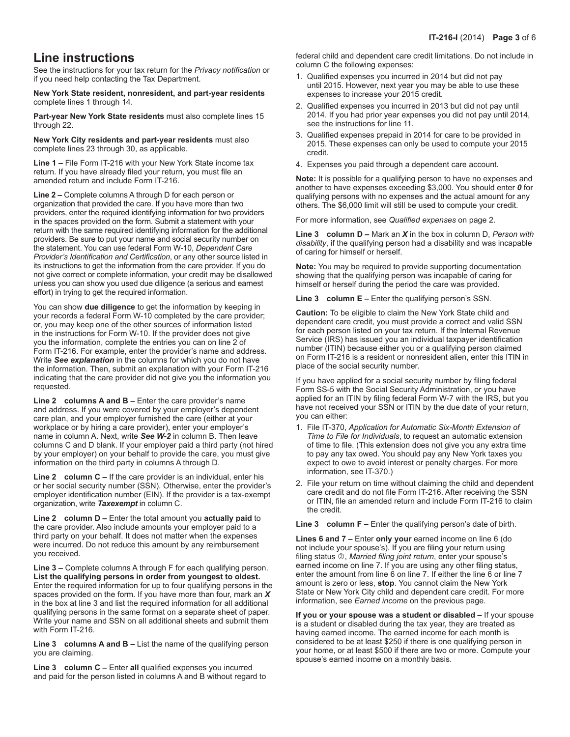## Line instructions

See the instructions for your tax return for the *Privacy notification* or if you need help contacting the Tax Department.

**New York State resident, nonresident, and part-year residents** complete lines 1 through 14.

**Part-year New York State residents** must also complete lines 15 through 22.

**New York City residents and part-year residents** must also complete lines 23 through 30, as applicable.

**Line 1 –** File Form IT-216 with your New York State income tax return. If you have already filed your return, you must file an amended return and include Form IT-216.

**Line 2 –** Complete columns A through D for each person or organization that provided the care. If you have more than two providers, enter the required identifying information for two providers in the spaces provided on the form. Submit a statement with your return with the same required identifying information for the additional providers. Be sure to put your name and social security number on the statement. You can use federal Form W-10, *Dependent Care Provider's Identification and Certification*, or any other source listed in its instructions to get the information from the care provider. If you do not give correct or complete information, your credit may be disallowed unless you can show you used due diligence (a serious and earnest effort) in trying to get the required information.

You can show **due diligence** to get the information by keeping in your records a federal Form W-10 completed by the care provider; or, you may keep one of the other sources of information listed in the instructions for Form W-10. If the provider does not give you the information, complete the entries you can on line 2 of Form IT-216. For example, enter the provider's name and address. Write ***See explanation*** in the columns for which you do not have the information. Then, submit an explanation with your Form IT-216 indicating that the care provider did not give you the information you requested.

**Line 2 columns A and B –** Enter the care provider's name and address. If you were covered by your employer's dependent care plan, and your employer furnished the care (either at your workplace or by hiring a care provider), enter your employer's name in column A. Next, write ***See W-2*** in column B. Then leave columns C and D blank. If your employer paid a third party (not hired by your employer) on your behalf to provide the care, you must give information on the third party in columns A through D.

**Line 2 column C –** If the care provider is an individual, enter his or her social security number (SSN). Otherwise, enter the provider's employer identification number (EIN). If the provider is a tax-exempt organization, write ***Taxexempt*** in column C.

**Line 2 column D –** Enter the total amount you **actually paid** to the care provider. Also include amounts your employer paid to a third party on your behalf. It does not matter when the expenses were incurred. Do not reduce this amount by any reimbursement you received.

**Line 3 –** Complete columns A through F for each qualifying person. **List the qualifying persons in order from youngest to oldest.** Enter the required information for up to four qualifying persons in the spaces provided on the form. If you have more than four, mark an ***X*** in the box at line 3 and list the required information for all additional qualifying persons in the same format on a separate sheet of paper. Write your name and SSN on all additional sheets and submit them with Form IT-216.

**Line 3 columns A and B –** List the name of the qualifying person you are claiming.

**Line 3 column C –** Enter **all** qualified expenses you incurred and paid for the person listed in columns A and B without regard to federal child and dependent care credit limitations. Do not include in column C the following expenses:

1. Qualified expenses you incurred in 2014 but did not pay until 2015. However, next year you may be able to use these expenses to increase your 2015 credit.
2. Qualified expenses you incurred in 2013 but did not pay until 2014. If you had prior year expenses you did not pay until 2014, see the instructions for line 11.
3. Qualified expenses prepaid in 2014 for care to be provided in 2015. These expenses can only be used to compute your 2015 credit.
4. Expenses you paid through a dependent care account.

**Note:** It is possible for a qualifying person to have no expenses and another to have expenses exceeding $3,000. You should enter ***0*** for qualifying persons with no expenses and the actual amount for any others. The $6,000 limit will still be used to compute your credit.

For more information, see *Qualified expenses* on page 2.

**Line 3 column D –** Mark an ***X*** in the box in column D, *Person with disability*, if the qualifying person had a disability and was incapable of caring for himself or herself.

**Note:** You may be required to provide supporting documentation showing that the qualifying person was incapable of caring for himself or herself during the period the care was provided.

**Line 3 column E –** Enter the qualifying person's SSN.

**Caution:** To be eligible to claim the New York State child and dependent care credit, you must provide a correct and valid SSN for each person listed on your tax return. If the Internal Revenue Service (IRS) has issued you an individual taxpayer identification number (ITIN) because either you or a qualifying person claimed on Form IT-216 is a resident or nonresident alien, enter this ITIN in place of the social security number.

If you have applied for a social security number by filing federal Form SS-5 with the Social Security Administration, or you have applied for an ITIN by filing federal Form W-7 with the IRS, but you have not received your SSN or ITIN by the due date of your return, you can either:

1. File IT-370, *Application for Automatic Six-Month Extension of Time to File for Individuals*, to request an automatic extension of time to file. (This extension does not give you any extra time to pay any tax owed. You should pay any New York taxes you expect to owe to avoid interest or penalty charges. For more information, see IT-370.)
2. File your return on time without claiming the child and dependent care credit and do not file Form IT-216. After receiving the SSN or ITIN, file an amended return and include Form IT-216 to claim the credit.

**Line 3 column F –** Enter the qualifying person's date of birth.

**Lines 6 and 7 –** Enter **only your** earned income on line 6 (do not include your spouse's). If you are filing your return using filing status ②, *Married filing joint return*, enter your spouse's earned income on line 7. If you are using any other filing status, enter the amount from line 6 on line 7. If either the line 6 or line 7 amount is zero or less, **stop**. You cannot claim the New York State or New York City child and dependent care credit. For more information, see *Earned income* on the previous page.

**If you or your spouse was a student or disabled –** If your spouse is a student or disabled during the tax year, they are treated as having earned income. The earned income for each month is considered to be at least $250 if there is one qualifying person in your home, or at least $500 if there are two or more. Compute your spouse's earned income on a monthly basis.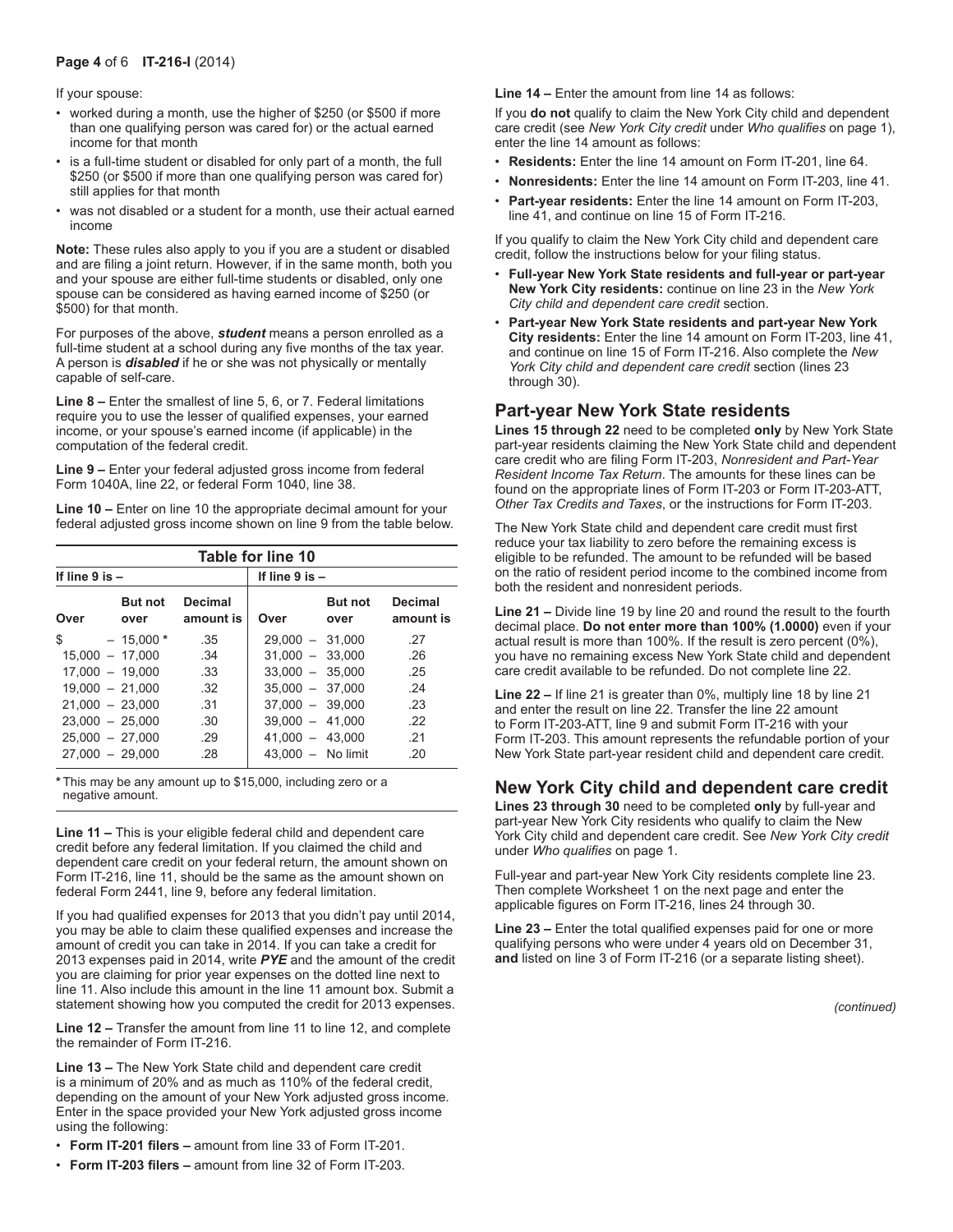If your spouse:

- worked during a month, use the higher of $250 (or $500 if more than one qualifying person was cared for) or the actual earned income for that month
- is a full-time student or disabled for only part of a month, the full $250 (or $500 if more than one qualifying person was cared for) still applies for that month
- was not disabled or a student for a month, use their actual earned income

**Note:** These rules also apply to you if you are a student or disabled and are filing a joint return. However, if in the same month, both you and your spouse are either full-time students or disabled, only one spouse can be considered as having earned income of $250 (or $500) for that month.

For purposes of the above, ***student*** means a person enrolled as a full-time student at a school during any five months of the tax year. A person is ***disabled*** if he or she was not physically or mentally capable of self-care.

**Line 8 –** Enter the smallest of line 5, 6, or 7. Federal limitations require you to use the lesser of qualified expenses, your earned income, or your spouse's earned income (if applicable) in the computation of the federal credit.

**Line 9 –** Enter your federal adjusted gross income from federal Form 1040A, line 22, or federal Form 1040, line 38.

**Line 10 –** Enter on line 10 the appropriate decimal amount for your federal adjusted gross income shown on line 9 from the table below.

**Table for line 10**

| If line 9 is – | | | If line 9 is – | | |
|---|---|---|---|---|---|
| Over | But not over | Decimal amount is | Over | But not over | Decimal amount is |
| $ | – 15,000 * | .35 | 29,000 – | 31,000 | .27 |
| 15,000 – | 17,000 | .34 | 31,000 – | 33,000 | .26 |
| 17,000 – | 19,000 | .33 | 33,000 – | 35,000 | .25 |
| 19,000 – | 21,000 | .32 | 35,000 – | 37,000 | .24 |
| 21,000 – | 23,000 | .31 | 37,000 – | 39,000 | .23 |
| 23,000 – | 25,000 | .30 | 39,000 – | 41,000 | .22 |
| 25,000 – | 27,000 | .29 | 41,000 – | 43,000 | .21 |
| 27,000 – | 29,000 | .28 | 43,000 – | No limit | .20 |

**\*** This may be any amount up to $15,000, including zero or a negative amount.

**Line 11 –** This is your eligible federal child and dependent care credit before any federal limitation. If you claimed the child and dependent care credit on your federal return, the amount shown on Form IT-216, line 11, should be the same as the amount shown on federal Form 2441, line 9, before any federal limitation.

If you had qualified expenses for 2013 that you didn't pay until 2014, you may be able to claim these qualified expenses and increase the amount of credit you can take in 2014. If you can take a credit for 2013 expenses paid in 2014, write ***PYE*** and the amount of the credit you are claiming for prior year expenses on the dotted line next to line 11. Also include this amount in the line 11 amount box. Submit a statement showing how you computed the credit for 2013 expenses.

**Line 12 –** Transfer the amount from line 11 to line 12, and complete the remainder of Form IT-216.

**Line 13 –** The New York State child and dependent care credit is a minimum of 20% and as much as 110% of the federal credit, depending on the amount of your New York adjusted gross income. Enter in the space provided your New York adjusted gross income using the following:

- **Form IT-201 filers –** amount from line 33 of Form IT-201.
- **Form IT-203 filers –** amount from line 32 of Form IT-203.

**Line 14 –** Enter the amount from line 14 as follows:

If you **do not** qualify to claim the New York City child and dependent care credit (see *New York City credit* under *Who qualifies* on page 1), enter the line 14 amount as follows:

- **Residents:** Enter the line 14 amount on Form IT-201, line 64.
- **Nonresidents:** Enter the line 14 amount on Form IT-203, line 41.
- **Part-year residents:** Enter the line 14 amount on Form IT-203, line 41, and continue on line 15 of Form IT-216.

If you qualify to claim the New York City child and dependent care credit, follow the instructions below for your filing status.

- **Full-year New York State residents and full-year or part-year New York City residents:** continue on line 23 in the *New York City child and dependent care credit* section.
- **Part-year New York State residents and part-year New York City residents:** Enter the line 14 amount on Form IT-203, line 41, and continue on line 15 of Form IT-216. Also complete the *New York City child and dependent care credit* section (lines 23 through 30).

## Part-year New York State residents

**Lines 15 through 22** need to be completed **only** by New York State part-year residents claiming the New York State child and dependent care credit who are filing Form IT-203, *Nonresident and Part-Year Resident Income Tax Return*. The amounts for these lines can be found on the appropriate lines of Form IT-203 or Form IT-203-ATT, *Other Tax Credits and Taxes*, or the instructions for Form IT-203.

The New York State child and dependent care credit must first reduce your tax liability to zero before the remaining excess is eligible to be refunded. The amount to be refunded will be based on the ratio of resident period income to the combined income from both the resident and nonresident periods.

**Line 21 –** Divide line 19 by line 20 and round the result to the fourth decimal place. **Do not enter more than 100% (1.0000)** even if your actual result is more than 100%. If the result is zero percent (0%), you have no remaining excess New York State child and dependent care credit available to be refunded. Do not complete line 22.

**Line 22 –** If line 21 is greater than 0%, multiply line 18 by line 21 and enter the result on line 22. Transfer the line 22 amount to Form IT-203-ATT, line 9 and submit Form IT-216 with your Form IT-203. This amount represents the refundable portion of your New York State part-year resident child and dependent care credit.

## New York City child and dependent care credit

**Lines 23 through 30** need to be completed **only** by full-year and part-year New York City residents who qualify to claim the New York City child and dependent care credit. See *New York City credit* under *Who qualifies* on page 1.

Full-year and part-year New York City residents complete line 23. Then complete Worksheet 1 on the next page and enter the applicable figures on Form IT-216, lines 24 through 30.

**Line 23 –** Enter the total qualified expenses paid for one or more qualifying persons who were under 4 years old on December 31, **and** listed on line 3 of Form IT-216 (or a separate listing sheet).

*(continued)*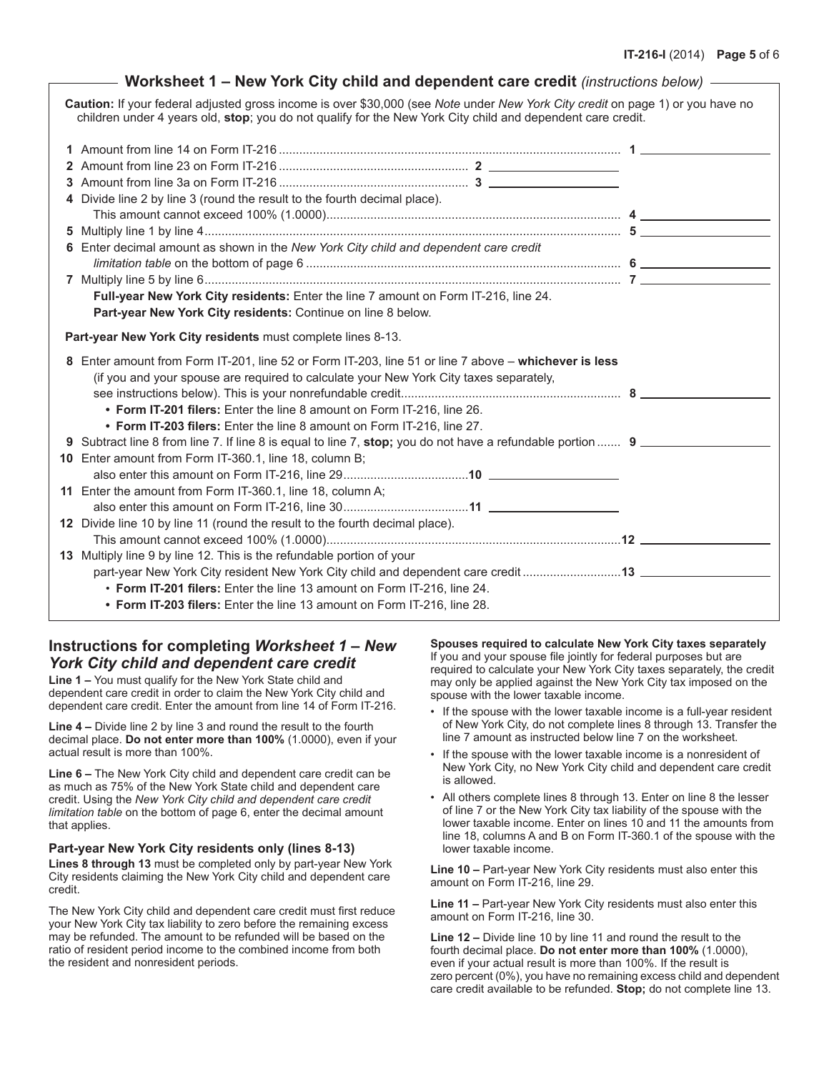## Worksheet 1 – New York City child and dependent care credit *(instructions below)*

**Caution:** If your federal adjusted gross income is over $30,000 (see *Note* under *New York City credit* on page 1) or you have no children under 4 years old, **stop**; you do not qualify for the New York City child and dependent care credit.

**1** Amount from line 14 on Form IT-216 .......... **1** ____________

**2** Amount from line 23 on Form IT-216 .......... **2** ____________

**3** Amount from line 3a on Form IT-216 .......... **3** ____________

**4** Divide line 2 by line 3 (round the result to the fourth decimal place). This amount cannot exceed 100% (1.0000).......... **4** ____________

**5** Multiply line 1 by line 4.......... **5** ____________

**6** Enter decimal amount as shown in the *New York City child and dependent care credit limitation table* on the bottom of page 6 .......... **6** ____________

**7** Multiply line 5 by line 6.......... **7** ____________

**Full-year New York City residents:** Enter the line 7 amount on Form IT-216, line 24.
**Part-year New York City residents:** Continue on line 8 below.

**Part-year New York City residents** must complete lines 8-13.

**8** Enter amount from Form IT-201, line 52 or Form IT-203, line 51 or line 7 above – **whichever is less** (if you and your spouse are required to calculate your New York City taxes separately, see instructions below). This is your nonrefundable credit.......... **8** ____________

- **Form IT-201 filers:** Enter the line 8 amount on Form IT-216, line 26.
- **Form IT-203 filers:** Enter the line 8 amount on Form IT-216, line 27.

**9** Subtract line 8 from line 7. If line 8 is equal to line 7, **stop;** you do not have a refundable portion .......... **9** ____________

**10** Enter amount from Form IT-360.1, line 18, column B; also enter this amount on Form IT-216, line 29.......... **10** ____________

**11** Enter the amount from Form IT-360.1, line 18, column A; also enter this amount on Form IT-216, line 30.......... **11** ____________

**12** Divide line 10 by line 11 (round the result to the fourth decimal place). This amount cannot exceed 100% (1.0000).......... **12** ____________

**13** Multiply line 9 by line 12. This is the refundable portion of your part-year New York City resident New York City child and dependent care credit .......... **13** ____________

- **Form IT-201 filers:** Enter the line 13 amount on Form IT-216, line 24.
- **Form IT-203 filers:** Enter the line 13 amount on Form IT-216, line 28.

## Instructions for completing *Worksheet 1 – New York City child and dependent care credit*

**Line 1 –** You must qualify for the New York State child and dependent care credit in order to claim the New York City child and dependent care credit. Enter the amount from line 14 of Form IT-216.

**Line 4 –** Divide line 2 by line 3 and round the result to the fourth decimal place. **Do not enter more than 100%** (1.0000), even if your actual result is more than 100%.

**Line 6 –** The New York City child and dependent care credit can be as much as 75% of the New York State child and dependent care credit. Using the *New York City child and dependent care credit limitation table* on the bottom of page 6, enter the decimal amount that applies.

### Part-year New York City residents only (lines 8-13)

**Lines 8 through 13** must be completed only by part-year New York City residents claiming the New York City child and dependent care credit.

The New York City child and dependent care credit must first reduce your New York City tax liability to zero before the remaining excess may be refunded. The amount to be refunded will be based on the ratio of resident period income to the combined income from both the resident and nonresident periods.

**Spouses required to calculate New York City taxes separately**
If you and your spouse file jointly for federal purposes but are required to calculate your New York City taxes separately, the credit may only be applied against the New York City tax imposed on the spouse with the lower taxable income.

- If the spouse with the lower taxable income is a full-year resident of New York City, do not complete lines 8 through 13. Transfer the line 7 amount as instructed below line 7 on the worksheet.
- If the spouse with the lower taxable income is a nonresident of New York City, no New York City child and dependent care credit is allowed.
- All others complete lines 8 through 13. Enter on line 8 the lesser of line 7 or the New York City tax liability of the spouse with the lower taxable income. Enter on lines 10 and 11 the amounts from line 18, columns A and B on Form IT-360.1 of the spouse with the lower taxable income.

**Line 10 –** Part-year New York City residents must also enter this amount on Form IT-216, line 29.

**Line 11 –** Part-year New York City residents must also enter this amount on Form IT-216, line 30.

**Line 12 –** Divide line 10 by line 11 and round the result to the fourth decimal place. **Do not enter more than 100%** (1.0000), even if your actual result is more than 100%. If the result is zero percent (0%), you have no remaining excess child and dependent care credit available to be refunded. **Stop;** do not complete line 13.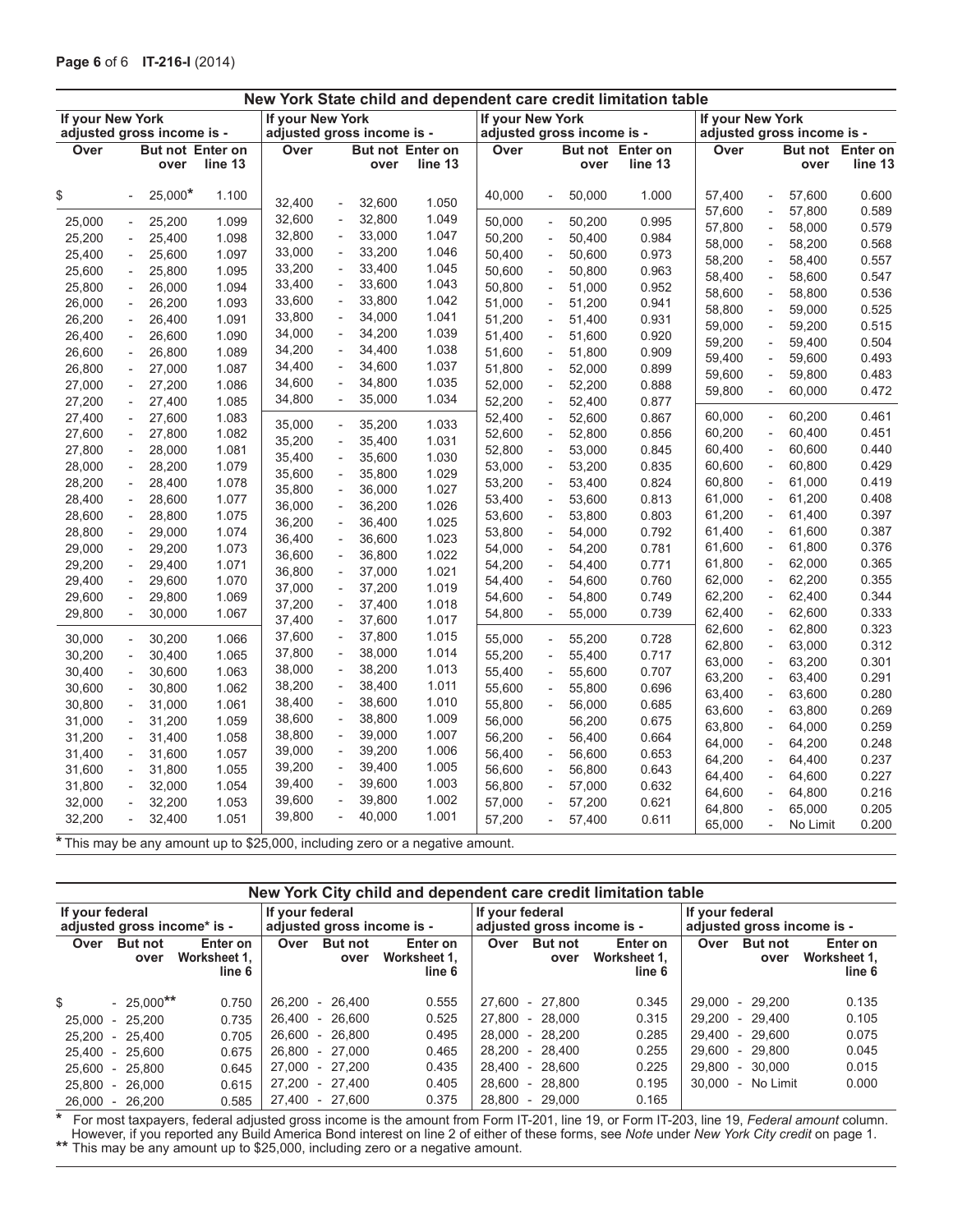## New York State child and dependent care credit limitation table

| If your New York adjusted gross income is - Over | But not over | Enter on line 13 |
|---|---|---|
| $ | 25,000* | 1.100 |
| 25,000 | 25,200 | 1.099 |
| 25,200 | 25,400 | 1.098 |
| 25,400 | 25,600 | 1.097 |
| 25,600 | 25,800 | 1.095 |
| 25,800 | 26,000 | 1.094 |
| 26,000 | 26,200 | 1.093 |
| 26,200 | 26,400 | 1.091 |
| 26,400 | 26,600 | 1.090 |
| 26,600 | 26,800 | 1.089 |
| 26,800 | 27,000 | 1.087 |
| 27,000 | 27,200 | 1.086 |
| 27,200 | 27,400 | 1.085 |
| 27,400 | 27,600 | 1.083 |
| 27,600 | 27,800 | 1.082 |
| 27,800 | 28,000 | 1.081 |
| 28,000 | 28,200 | 1.079 |
| 28,200 | 28,400 | 1.078 |
| 28,400 | 28,600 | 1.077 |
| 28,600 | 28,800 | 1.075 |
| 28,800 | 29,000 | 1.074 |
| 29,000 | 29,200 | 1.073 |
| 29,200 | 29,400 | 1.071 |
| 29,400 | 29,600 | 1.070 |
| 29,600 | 29,800 | 1.069 |
| 29,800 | 30,000 | 1.067 |
| 30,000 | 30,200 | 1.066 |
| 30,200 | 30,400 | 1.065 |
| 30,400 | 30,600 | 1.063 |
| 30,600 | 30,800 | 1.062 |
| 30,800 | 31,000 | 1.061 |
| 31,000 | 31,200 | 1.059 |
| 31,200 | 31,400 | 1.058 |
| 31,400 | 31,600 | 1.057 |
| 31,600 | 31,800 | 1.055 |
| 31,800 | 32,000 | 1.054 |
| 32,000 | 32,200 | 1.053 |
| 32,200 | 32,400 | 1.051 |
| 32,400 | 32,600 | 1.050 |
| 32,600 | 32,800 | 1.049 |
| 32,800 | 33,000 | 1.047 |
| 33,000 | 33,200 | 1.046 |
| 33,200 | 33,400 | 1.045 |
| 33,400 | 33,600 | 1.043 |
| 33,600 | 33,800 | 1.042 |
| 33,800 | 34,000 | 1.041 |
| 34,000 | 34,200 | 1.039 |
| 34,200 | 34,400 | 1.038 |
| 34,400 | 34,600 | 1.037 |
| 34,600 | 34,800 | 1.035 |
| 34,800 | 35,000 | 1.034 |
| 35,000 | 35,200 | 1.033 |
| 35,200 | 35,400 | 1.031 |
| 35,400 | 35,600 | 1.030 |
| 35,600 | 35,800 | 1.029 |
| 35,800 | 36,000 | 1.027 |
| 36,000 | 36,200 | 1.026 |
| 36,200 | 36,400 | 1.025 |
| 36,400 | 36,600 | 1.023 |
| 36,600 | 36,800 | 1.022 |
| 36,800 | 37,000 | 1.021 |
| 37,000 | 37,200 | 1.019 |
| 37,200 | 37,400 | 1.018 |
| 37,400 | 37,600 | 1.017 |
| 37,600 | 37,800 | 1.015 |
| 37,800 | 38,000 | 1.014 |
| 38,000 | 38,200 | 1.013 |
| 38,200 | 38,400 | 1.011 |
| 38,400 | 38,600 | 1.010 |
| 38,600 | 38,800 | 1.009 |
| 38,800 | 39,000 | 1.007 |
| 39,000 | 39,200 | 1.006 |
| 39,200 | 39,400 | 1.005 |
| 39,400 | 39,600 | 1.003 |
| 39,600 | 39,800 | 1.002 |
| 39,800 | 40,000 | 1.001 |
| 40,000 | 50,000 | 1.000 |
| 50,000 | 50,200 | 0.995 |
| 50,200 | 50,400 | 0.984 |
| 50,400 | 50,600 | 0.973 |
| 50,600 | 50,800 | 0.963 |
| 50,800 | 51,000 | 0.952 |
| 51,000 | 51,200 | 0.941 |
| 51,200 | 51,400 | 0.931 |
| 51,400 | 51,600 | 0.920 |
| 51,600 | 51,800 | 0.909 |
| 51,800 | 52,000 | 0.899 |
| 52,000 | 52,200 | 0.888 |
| 52,200 | 52,400 | 0.877 |
| 52,400 | 52,600 | 0.867 |
| 52,600 | 52,800 | 0.856 |
| 52,800 | 53,000 | 0.845 |
| 53,000 | 53,200 | 0.835 |
| 53,200 | 53,400 | 0.824 |
| 53,400 | 53,600 | 0.813 |
| 53,600 | 53,800 | 0.803 |
| 53,800 | 54,000 | 0.792 |
| 54,000 | 54,200 | 0.781 |
| 54,200 | 54,400 | 0.771 |
| 54,400 | 54,600 | 0.760 |
| 54,600 | 54,800 | 0.749 |
| 54,800 | 55,000 | 0.739 |
| 55,000 | 55,200 | 0.728 |
| 55,200 | 55,400 | 0.717 |
| 55,400 | 55,600 | 0.707 |
| 55,600 | 55,800 | 0.696 |
| 55,800 | 56,000 | 0.685 |
| 56,000 | 56,200 | 0.675 |
| 56,200 | 56,400 | 0.664 |
| 56,400 | 56,600 | 0.653 |
| 56,600 | 56,800 | 0.643 |
| 56,800 | 57,000 | 0.632 |
| 57,000 | 57,200 | 0.621 |
| 57,200 | 57,400 | 0.611 |
| 57,400 | 57,600 | 0.600 |
| 57,600 | 57,800 | 0.589 |
| 57,800 | 58,000 | 0.579 |
| 58,000 | 58,200 | 0.568 |
| 58,200 | 58,400 | 0.557 |
| 58,400 | 58,600 | 0.547 |
| 58,600 | 58,800 | 0.536 |
| 58,800 | 59,000 | 0.525 |
| 59,000 | 59,200 | 0.515 |
| 59,200 | 59,400 | 0.504 |
| 59,400 | 59,600 | 0.493 |
| 59,600 | 59,800 | 0.483 |
| 59,800 | 60,000 | 0.472 |
| 60,000 | 60,200 | 0.461 |
| 60,200 | 60,400 | 0.451 |
| 60,400 | 60,600 | 0.440 |
| 60,600 | 60,800 | 0.429 |
| 60,800 | 61,000 | 0.419 |
| 61,000 | 61,200 | 0.408 |
| 61,200 | 61,400 | 0.397 |
| 61,400 | 61,600 | 0.387 |
| 61,600 | 61,800 | 0.376 |
| 61,800 | 62,000 | 0.365 |
| 62,000 | 62,200 | 0.355 |
| 62,200 | 62,400 | 0.344 |
| 62,400 | 62,600 | 0.333 |
| 62,600 | 62,800 | 0.323 |
| 62,800 | 63,000 | 0.312 |
| 63,000 | 63,200 | 0.301 |
| 63,200 | 63,400 | 0.291 |
| 63,400 | 63,600 | 0.280 |
| 63,600 | 63,800 | 0.269 |
| 63,800 | 64,000 | 0.259 |
| 64,000 | 64,200 | 0.248 |
| 64,200 | 64,400 | 0.237 |
| 64,400 | 64,600 | 0.227 |
| 64,600 | 64,800 | 0.216 |
| 64,800 | 65,000 | 0.205 |
| 65,000 | No Limit | 0.200 |

* This may be any amount up to $25,000, including zero or a negative amount.

## New York City child and dependent care credit limitation table

| If your federal adjusted gross income* is - Over | But not over | Enter on Worksheet 1, line 6 |
|---|---|---|
| $ | 25,000** | 0.750 |
| 25,000 | 25,200 | 0.735 |
| 25,200 | 25,400 | 0.705 |
| 25,400 | 25,600 | 0.675 |
| 25,600 | 25,800 | 0.645 |
| 25,800 | 26,000 | 0.615 |
| 26,000 | 26,200 | 0.585 |
| 26,200 | 26,400 | 0.555 |
| 26,400 | 26,600 | 0.525 |
| 26,600 | 26,800 | 0.495 |
| 26,800 | 27,000 | 0.465 |
| 27,000 | 27,200 | 0.435 |
| 27,200 | 27,400 | 0.405 |
| 27,400 | 27,600 | 0.375 |
| 27,600 | 27,800 | 0.345 |
| 27,800 | 28,000 | 0.315 |
| 28,000 | 28,200 | 0.285 |
| 28,200 | 28,400 | 0.255 |
| 28,400 | 28,600 | 0.225 |
| 28,600 | 28,800 | 0.195 |
| 28,800 | 29,000 | 0.165 |
| 29,000 | 29,200 | 0.135 |
| 29,200 | 29,400 | 0.105 |
| 29,400 | 29,600 | 0.075 |
| 29,600 | 29,800 | 0.045 |
| 29,800 | 30,000 | 0.015 |
| 30,000 | No Limit | 0.000 |

* For most taxpayers, federal adjusted gross income is the amount from Form IT-201, line 19, or Form IT-203, line 19, *Federal amount* column. However, if you reported any Build America Bond interest on line 2 of either of these forms, see *Note* under *New York City credit* on page 1.

** This may be any amount up to $25,000, including zero or a negative amount.